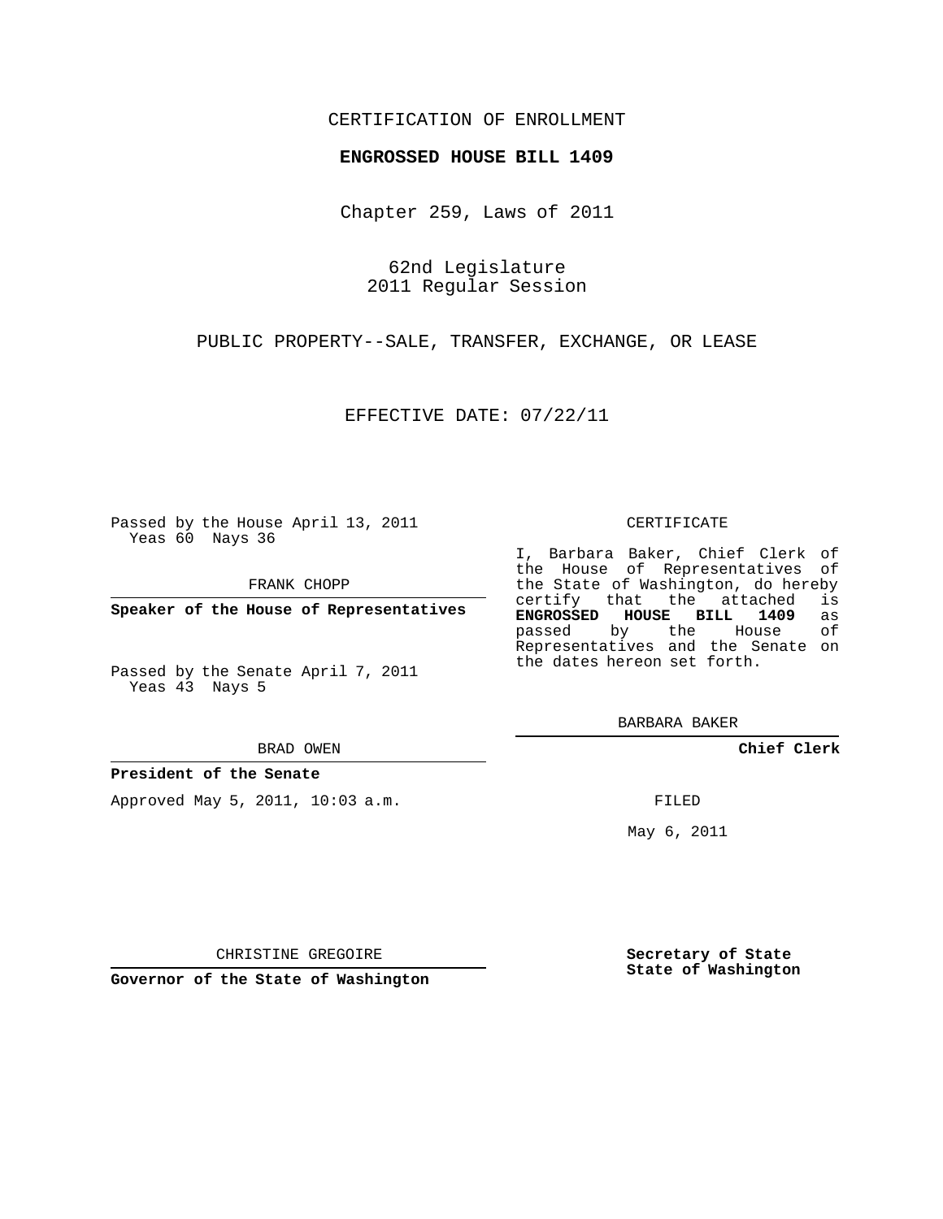CERTIFICATION OF ENROLLMENT

**ENGROSSED HOUSE BILL 1409**

Chapter 259, Laws of 2011

62nd Legislature
2011 Regular Session

PUBLIC PROPERTY--SALE, TRANSFER, EXCHANGE, OR LEASE

EFFECTIVE DATE: 07/22/11

Passed by the House April 13, 2011
Yeas 60 Nays 36

FRANK CHOPP

**Speaker of the House of Representatives**

Passed by the Senate April 7, 2011
Yeas 43 Nays 5

BRAD OWEN

**President of the Senate**

Approved May 5, 2011, 10:03 a.m.

CHRISTINE GREGOIRE

**Governor of the State of Washington**

CERTIFICATE

I, Barbara Baker, Chief Clerk of the House of Representatives of the State of Washington, do hereby certify that the attached is **ENGROSSED HOUSE BILL 1409** as passed by the House of Representatives and the Senate on the dates hereon set forth.

BARBARA BAKER

**Chief Clerk**

FILED

May 6, 2011

**Secretary of State**
**State of Washington**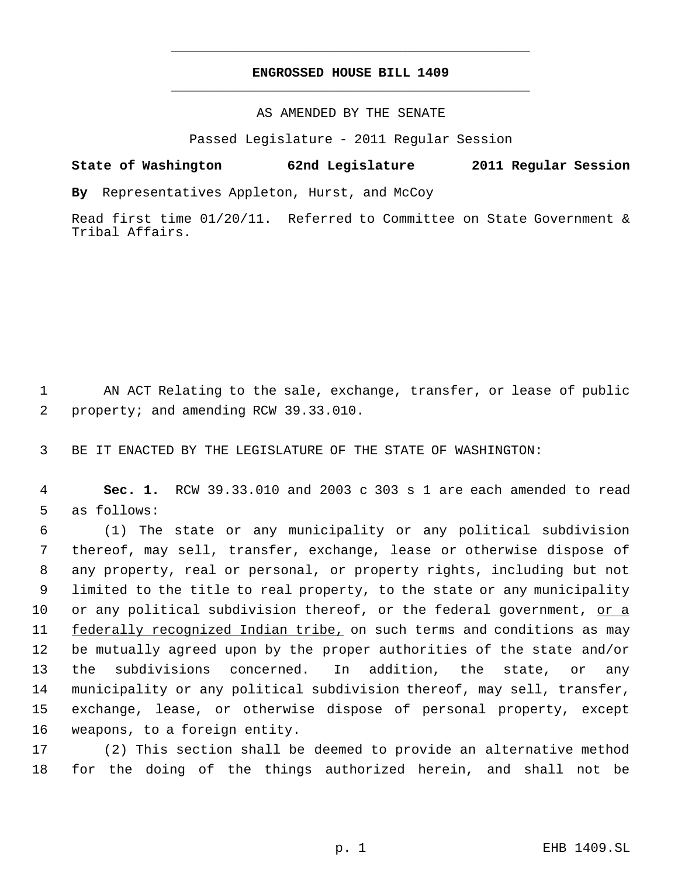# ENGROSSED HOUSE BILL 1409

AS AMENDED BY THE SENATE

Passed Legislature - 2011 Regular Session

**State of Washington 62nd Legislature 2011 Regular Session**

**By** Representatives Appleton, Hurst, and McCoy

Read first time 01/20/11. Referred to Committee on State Government & Tribal Affairs.

1 AN ACT Relating to the sale, exchange, transfer, or lease of public
2 property; and amending RCW 39.33.010.

3 BE IT ENACTED BY THE LEGISLATURE OF THE STATE OF WASHINGTON:

4 **Sec. 1.** RCW 39.33.010 and 2003 c 303 s 1 are each amended to read
5 as follows:

6 (1) The state or any municipality or any political subdivision
7 thereof, may sell, transfer, exchange, lease or otherwise dispose of
8 any property, real or personal, or property rights, including but not
9 limited to the title to real property, to the state or any municipality
10 or any political subdivision thereof, or the federal government, <u>or a</u>
11 <u>federally recognized Indian tribe,</u> on such terms and conditions as may
12 be mutually agreed upon by the proper authorities of the state and/or
13 the subdivisions concerned. In addition, the state, or any
14 municipality or any political subdivision thereof, may sell, transfer,
15 exchange, lease, or otherwise dispose of personal property, except
16 weapons, to a foreign entity.

17 (2) This section shall be deemed to provide an alternative method
18 for the doing of the things authorized herein, and shall not be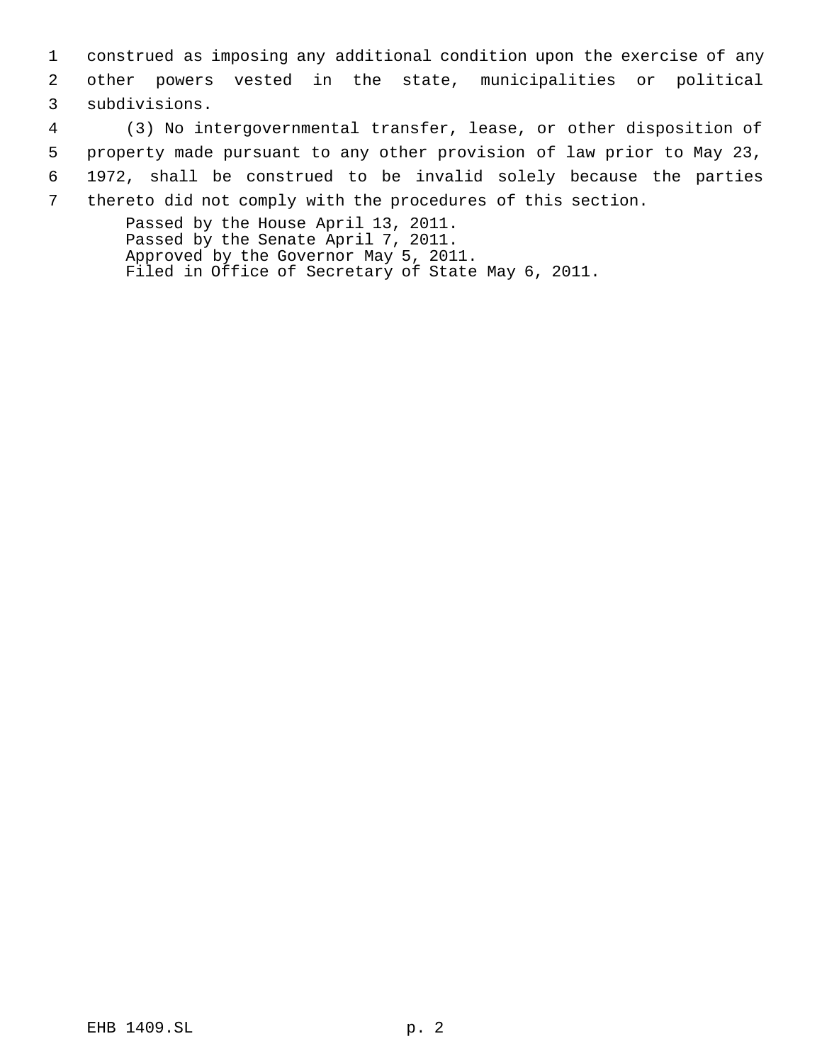construed as imposing any additional condition upon the exercise of any other powers vested in the state, municipalities or political subdivisions.

(3) No intergovernmental transfer, lease, or other disposition of property made pursuant to any other provision of law prior to May 23, 1972, shall be construed to be invalid solely because the parties thereto did not comply with the procedures of this section.

Passed by the House April 13, 2011.
Passed by the Senate April 7, 2011.
Approved by the Governor May 5, 2011.
Filed in Office of Secretary of State May 6, 2011.